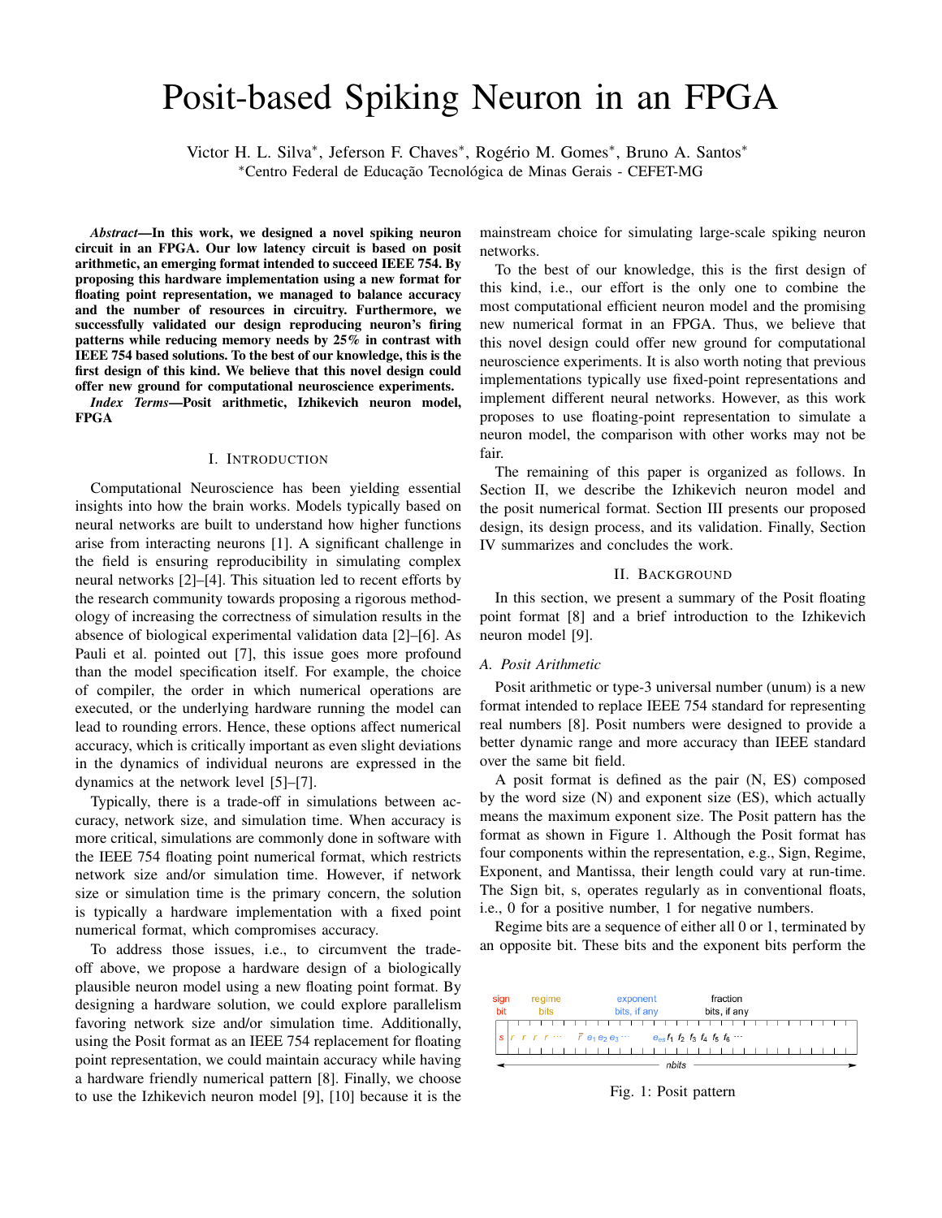# Posit-based Spiking Neuron in an FPGA

Victor H. L. Silva*, Jeferson F. Chaves*, Rogério M. Gomes*, Bruno A. Santos*

*Centro Federal de Educação Tecnológica de Minas Gerais - CEFET-MG

***Abstract*—In this work, we designed a novel spiking neuron circuit in an FPGA. Our low latency circuit is based on posit arithmetic, an emerging format intended to succeed IEEE 754. By proposing this hardware implementation using a new format for floating point representation, we managed to balance accuracy and the number of resources in circuitry. Furthermore, we successfully validated our design reproducing neuron's firing patterns while reducing memory needs by 25% in contrast with IEEE 754 based solutions. To the best of our knowledge, this is the first design of this kind. We believe that this novel design could offer new ground for computational neuroscience experiments.**

***Index Terms*—Posit arithmetic, Izhikevich neuron model, FPGA**

## I. Introduction

Computational Neuroscience has been yielding essential insights into how the brain works. Models typically based on neural networks are built to understand how higher functions arise from interacting neurons [1]. A significant challenge in the field is ensuring reproducibility in simulating complex neural networks [2]–[4]. This situation led to recent efforts by the research community towards proposing a rigorous methodology of increasing the correctness of simulation results in the absence of biological experimental validation data [2]–[6]. As Pauli et al. pointed out [7], this issue goes more profound than the model specification itself. For example, the choice of compiler, the order in which numerical operations are executed, or the underlying hardware running the model can lead to rounding errors. Hence, these options affect numerical accuracy, which is critically important as even slight deviations in the dynamics of individual neurons are expressed in the dynamics at the network level [5]–[7].

Typically, there is a trade-off in simulations between accuracy, network size, and simulation time. When accuracy is more critical, simulations are commonly done in software with the IEEE 754 floating point numerical format, which restricts network size and/or simulation time. However, if network size or simulation time is the primary concern, the solution is typically a hardware implementation with a fixed point numerical format, which compromises accuracy.

To address those issues, i.e., to circumvent the trade-off above, we propose a hardware design of a biologically plausible neuron model using a new floating point format. By designing a hardware solution, we could explore parallelism favoring network size and/or simulation time. Additionally, using the Posit format as an IEEE 754 replacement for floating point representation, we could maintain accuracy while having a hardware friendly numerical pattern [8]. Finally, we choose to use the Izhikevich neuron model [9], [10] because it is the mainstream choice for simulating large-scale spiking neuron networks.

To the best of our knowledge, this is the first design of this kind, i.e., our effort is the only one to combine the most computational efficient neuron model and the promising new numerical format in an FPGA. Thus, we believe that this novel design could offer new ground for computational neuroscience experiments. It is also worth noting that previous implementations typically use fixed-point representations and implement different neural networks. However, as this work proposes to use floating-point representation to simulate a neuron model, the comparison with other works may not be fair.

The remaining of this paper is organized as follows. In Section II, we describe the Izhikevich neuron model and the posit numerical format. Section III presents our proposed design, its design process, and its validation. Finally, Section IV summarizes and concludes the work.

## II. Background

In this section, we present a summary of the Posit floating point format [8] and a brief introduction to the Izhikevich neuron model [9].

### *A. Posit Arithmetic*

Posit arithmetic or type-3 universal number (unum) is a new format intended to replace IEEE 754 standard for representing real numbers [8]. Posit numbers were designed to provide a better dynamic range and more accuracy than IEEE standard over the same bit field.

A posit format is defined as the pair (N, ES) composed by the word size (N) and exponent size (ES), which actually means the maximum exponent size. The Posit pattern has the format as shown in Figure 1. Although the Posit format has four components within the representation, e.g., Sign, Regime, Exponent, and Mantissa, their length could vary at run-time. The Sign bit, s, operates regularly as in conventional floats, i.e., 0 for a positive number, 1 for negative numbers.

Regime bits are a sequence of either all 0 or 1, terminated by an opposite bit. These bits and the exponent bits perform the

sign bit
regime bits
exponent bits, if any
fraction bits, if any
$s$ $r$ $r$ $r$ $r$ ⋯ $\bar{r}$ $e_1$ $e_2$ $e_3$ ⋯ $e_{es}$ $f_1$ $f_2$ $f_3$ $f_4$ $f_5$ $f_6$ ⋯
nbits

Fig. 1: Posit pattern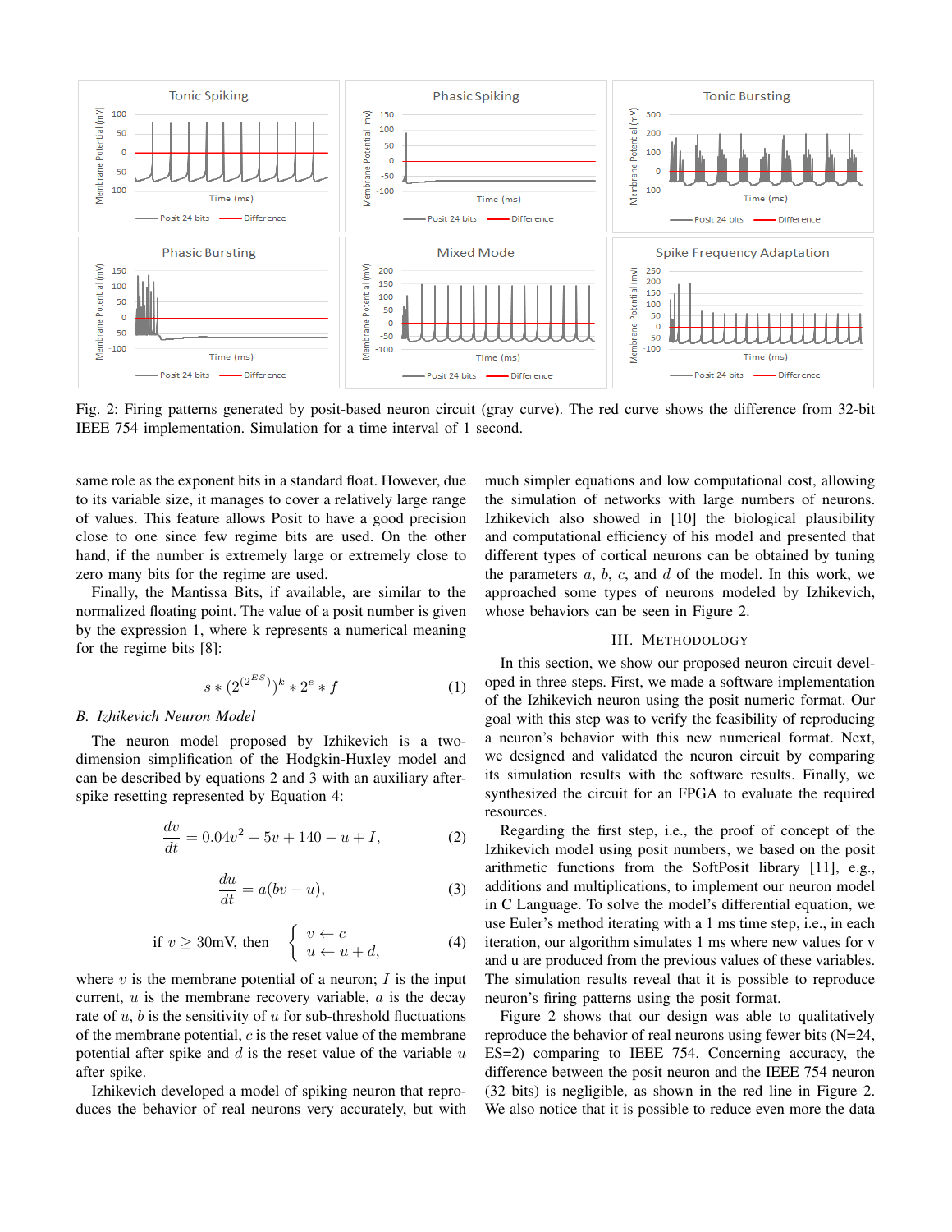Tonic Spiking

Membrane Potential (mV)

100
50
0
-50
-100

Time (ms)

Posit 24 bits — Difference

Phasic Spiking

Membrane Potential (mV)

150
100
50
0
-50
-100

Time (ms)

Posit 24 bits — Difference

Tonic Bursting

Membrane Potential (mV)

300
200
100
0
-100

Time (ms)

Posit 24 bits — Difference

Phasic Bursting

Membrane Potential (mV)

150
100
50
0
-50
-100

Time (ms)

Posit 24 bits — Difference

Mixed Mode

Membrane Potential (mV)

200
150
100
50
0
-50
-100

Time (ms)

Posit 24 bits — Difference

Spike Frequency Adaptation

Membrane Potential (mV)

250
200
150
100
50
0
-50
-100

Time (ms)

Posit 24 bits — Difference

Fig. 2: Firing patterns generated by posit-based neuron circuit (gray curve). The red curve shows the difference from 32-bit IEEE 754 implementation. Simulation for a time interval of 1 second.

same role as the exponent bits in a standard float. However, due to its variable size, it manages to cover a relatively large range of values. This feature allows Posit to have a good precision close to one since few regime bits are used. On the other hand, if the number is extremely large or extremely close to zero many bits for the regime are used.

Finally, the Mantissa Bits, if available, are similar to the normalized floating point. The value of a posit number is given by the expression 1, where k represents a numerical meaning for the regime bits [8]:

$$s * (2^{(2^{ES})})^k * 2^e * f \tag{1}$$

### B. Izhikevich Neuron Model

The neuron model proposed by Izhikevich is a two-dimension simplification of the Hodgkin-Huxley model and can be described by equations 2 and 3 with an auxiliary after-spike resetting represented by Equation 4:

$$\frac{dv}{dt} = 0.04v^2 + 5v + 140 - u + I, \tag{2}$$

$$\frac{du}{dt} = a(bv - u), \tag{3}$$

$$\text{if } v \geq 30\text{mV, then } \begin{cases} v \leftarrow c \\ u \leftarrow u + d, \end{cases} \tag{4}$$

where $v$ is the membrane potential of a neuron; $I$ is the input current, $u$ is the membrane recovery variable, $a$ is the decay rate of $u$, $b$ is the sensitivity of $u$ for sub-threshold fluctuations of the membrane potential, $c$ is the reset value of the membrane potential after spike and $d$ is the reset value of the variable $u$ after spike.

Izhikevich developed a model of spiking neuron that reproduces the behavior of real neurons very accurately, but with much simpler equations and low computational cost, allowing the simulation of networks with large numbers of neurons. Izhikevich also showed in [10] the biological plausibility and computational efficiency of his model and presented that different types of cortical neurons can be obtained by tuning the parameters $a$, $b$, $c$, and $d$ of the model. In this work, we approached some types of neurons modeled by Izhikevich, whose behaviors can be seen in Figure 2.

## III. Methodology

In this section, we show our proposed neuron circuit developed in three steps. First, we made a software implementation of the Izhikevich neuron using the posit numeric format. Our goal with this step was to verify the feasibility of reproducing a neuron's behavior with this new numerical format. Next, we designed and validated the neuron circuit by comparing its simulation results with the software results. Finally, we synthesized the circuit for an FPGA to evaluate the required resources.

Regarding the first step, i.e., the proof of concept of the Izhikevich model using posit numbers, we based on the posit arithmetic functions from the SoftPosit library [11], e.g., additions and multiplications, to implement our neuron model in C Language. To solve the model's differential equation, we use Euler's method iterating with a 1 ms time step, i.e., in each iteration, our algorithm simulates 1 ms where new values for v and u are produced from the previous values of these variables. The simulation results reveal that it is possible to reproduce neuron's firing patterns using the posit format.

Figure 2 shows that our design was able to qualitatively reproduce the behavior of real neurons using fewer bits (N=24, ES=2) comparing to IEEE 754. Concerning accuracy, the difference between the posit neuron and the IEEE 754 neuron (32 bits) is negligible, as shown in the red line in Figure 2. We also notice that it is possible to reduce even more the data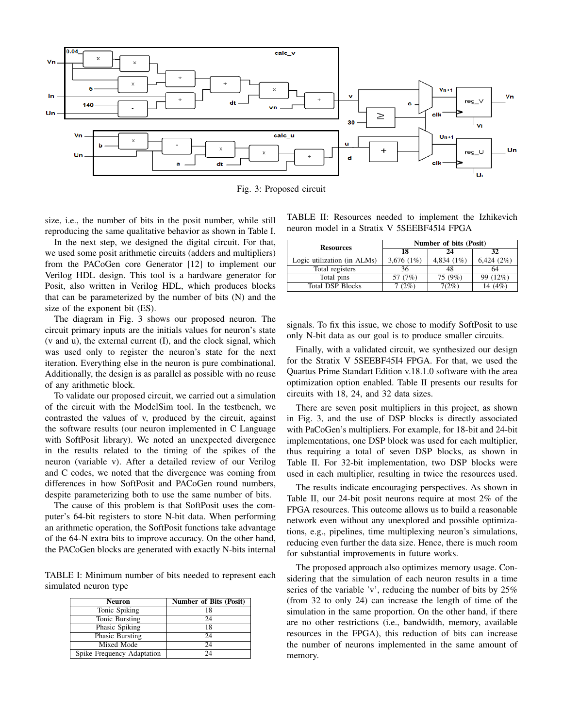Vn
0.04
×
×
calc_v
×
+
+
5
×
+
In
+
140
-
dt
vn
Un
v
c
Vn+1
reg_V
Vn
clk
≥
30
Vi
Vn
calc_u
b
×
-
×
×
+
Un
a
dt
u
+
d
Un+1
reg_U
Un
clk
Ui

Fig. 3: Proposed circuit

size, i.e., the number of bits in the posit number, while still reproducing the same qualitative behavior as shown in Table I.

In the next step, we designed the digital circuit. For that, we used some posit arithmetic circuits (adders and multipliers) from the PACoGen core Generator [12] to implement our Verilog HDL design. This tool is a hardware generator for Posit, also written in Verilog HDL, which produces blocks that can be parameterized by the number of bits (N) and the size of the exponent bit (ES).

The diagram in Fig. 3 shows our proposed neuron. The circuit primary inputs are the initials values for neuron's state (v and u), the external current (I), and the clock signal, which was used only to register the neuron's state for the next iteration. Everything else in the neuron is pure combinational. Additionally, the design is as parallel as possible with no reuse of any arithmetic block.

To validate our proposed circuit, we carried out a simulation of the circuit with the ModelSim tool. In the testbench, we contrasted the values of v, produced by the circuit, against the software results (our neuron implemented in C Language with SoftPosit library). We noted an unexpected divergence in the results related to the timing of the spikes of the neuron (variable v). After a detailed review of our Verilog and C codes, we noted that the divergence was coming from differences in how SoftPosit and PACoGen round numbers, despite parameterizing both to use the same number of bits.

The cause of this problem is that SoftPosit uses the computer's 64-bit registers to store N-bit data. When performing an arithmetic operation, the SoftPosit functions take advantage of the 64-N extra bits to improve accuracy. On the other hand, the PACoGen blocks are generated with exactly N-bits internal signals. To fix this issue, we chose to modify SoftPosit to use only N-bit data as our goal is to produce smaller circuits.

TABLE I: Minimum number of bits needed to represent each simulated neuron type

| Neuron | Number of Bits (Posit) |
|---|---|
| Tonic Spiking | 18 |
| Tonic Bursting | 24 |
| Phasic Spiking | 18 |
| Phasic Bursting | 24 |
| Mixed Mode | 24 |
| Spike Frequency Adaptation | 24 |

TABLE II: Resources needed to implement the Izhikevich neuron model in a Stratix V 5SEEBF45I4 FPGA

| Resources | Number of bits (Posit) | | |
|---|---|---|---|
| | 18 | 24 | 32 |
| Logic utilization (in ALMs) | 3,676 (1%) | 4,834 (1%) | 6,424 (2%) |
| Total registers | 36 | 48 | 64 |
| Total pins | 57 (7%) | 75 (9%) | 99 (12%) |
| Total DSP Blocks | 7 (2%) | 7(2%) | 14 (4%) |

Finally, with a validated circuit, we synthesized our design for the Stratix V 5SEEBF45I4 FPGA. For that, we used the Quartus Prime Standart Edition v.18.1.0 software with the area optimization option enabled. Table II presents our results for circuits with 18, 24, and 32 data sizes.

There are seven posit multipliers in this project, as shown in Fig. 3, and the use of DSP blocks is directly associated with PaCoGen's multipliers. For example, for 18-bit and 24-bit implementations, one DSP block was used for each multiplier, thus requiring a total of seven DSP blocks, as shown in Table II. For 32-bit implementation, two DSP blocks were used in each multiplier, resulting in twice the resources used.

The results indicate encouraging perspectives. As shown in Table II, our 24-bit posit neurons require at most 2% of the FPGA resources. This outcome allows us to build a reasonable network even without any unexplored and possible optimizations, e.g., pipelines, time multiplexing neuron's simulations, reducing even further the data size. Hence, there is much room for substantial improvements in future works.

The proposed approach also optimizes memory usage. Considering that the simulation of each neuron results in a time series of the variable 'v', reducing the number of bits by 25% (from 32 to only 24) can increase the length of time of the simulation in the same proportion. On the other hand, if there are no other restrictions (i.e., bandwidth, memory, available resources in the FPGA), this reduction of bits can increase the number of neurons implemented in the same amount of memory.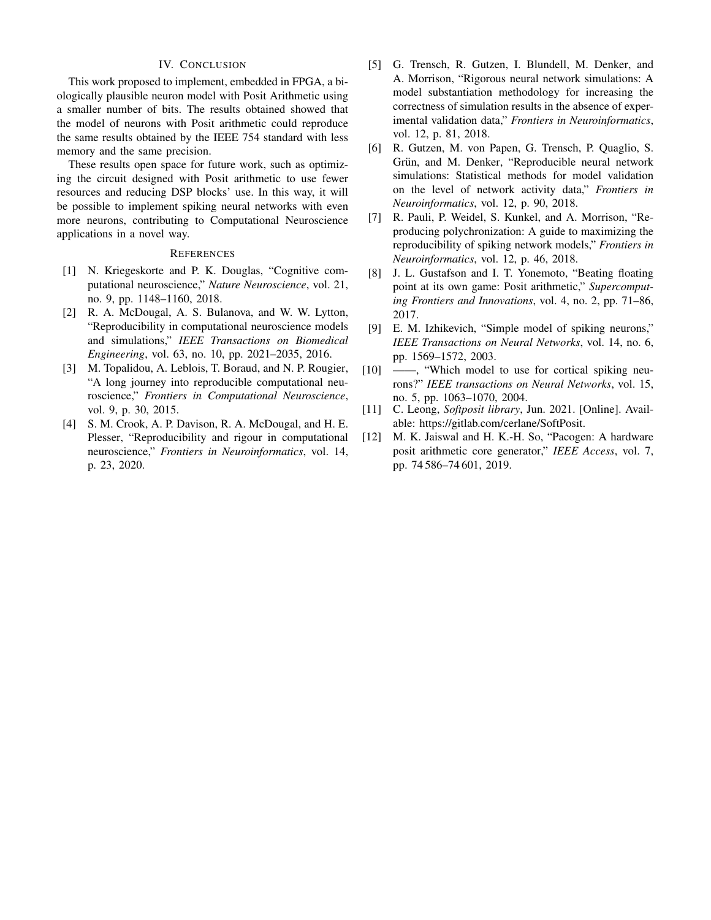## IV. Conclusion

This work proposed to implement, embedded in FPGA, a biologically plausible neuron model with Posit Arithmetic using a smaller number of bits. The results obtained showed that the model of neurons with Posit arithmetic could reproduce the same results obtained by the IEEE 754 standard with less memory and the same precision.

These results open space for future work, such as optimizing the circuit designed with Posit arithmetic to use fewer resources and reducing DSP blocks' use. In this way, it will be possible to implement spiking neural networks with even more neurons, contributing to Computational Neuroscience applications in a novel way.

## References

[1] N. Kriegeskorte and P. K. Douglas, "Cognitive computational neuroscience," *Nature Neuroscience*, vol. 21, no. 9, pp. 1148–1160, 2018.

[2] R. A. McDougal, A. S. Bulanova, and W. W. Lytton, "Reproducibility in computational neuroscience models and simulations," *IEEE Transactions on Biomedical Engineering*, vol. 63, no. 10, pp. 2021–2035, 2016.

[3] M. Topalidou, A. Leblois, T. Boraud, and N. P. Rougier, "A long journey into reproducible computational neuroscience," *Frontiers in Computational Neuroscience*, vol. 9, p. 30, 2015.

[4] S. M. Crook, A. P. Davison, R. A. McDougal, and H. E. Plesser, "Reproducibility and rigour in computational neuroscience," *Frontiers in Neuroinformatics*, vol. 14, p. 23, 2020.

[5] G. Trensch, R. Gutzen, I. Blundell, M. Denker, and A. Morrison, "Rigorous neural network simulations: A model substantiation methodology for increasing the correctness of simulation results in the absence of experimental validation data," *Frontiers in Neuroinformatics*, vol. 12, p. 81, 2018.

[6] R. Gutzen, M. von Papen, G. Trensch, P. Quaglio, S. Grün, and M. Denker, "Reproducible neural network simulations: Statistical methods for model validation on the level of network activity data," *Frontiers in Neuroinformatics*, vol. 12, p. 90, 2018.

[7] R. Pauli, P. Weidel, S. Kunkel, and A. Morrison, "Reproducing polychronization: A guide to maximizing the reproducibility of spiking network models," *Frontiers in Neuroinformatics*, vol. 12, p. 46, 2018.

[8] J. L. Gustafson and I. T. Yonemoto, "Beating floating point at its own game: Posit arithmetic," *Supercomputing Frontiers and Innovations*, vol. 4, no. 2, pp. 71–86, 2017.

[9] E. M. Izhikevich, "Simple model of spiking neurons," *IEEE Transactions on Neural Networks*, vol. 14, no. 6, pp. 1569–1572, 2003.

[10] ——, "Which model to use for cortical spiking neurons?" *IEEE transactions on Neural Networks*, vol. 15, no. 5, pp. 1063–1070, 2004.

[11] C. Leong, *Softposit library*, Jun. 2021. [Online]. Available: https://gitlab.com/cerlane/SoftPosit.

[12] M. K. Jaiswal and H. K.-H. So, "Pacogen: A hardware posit arithmetic core generator," *IEEE Access*, vol. 7, pp. 74 586–74 601, 2019.